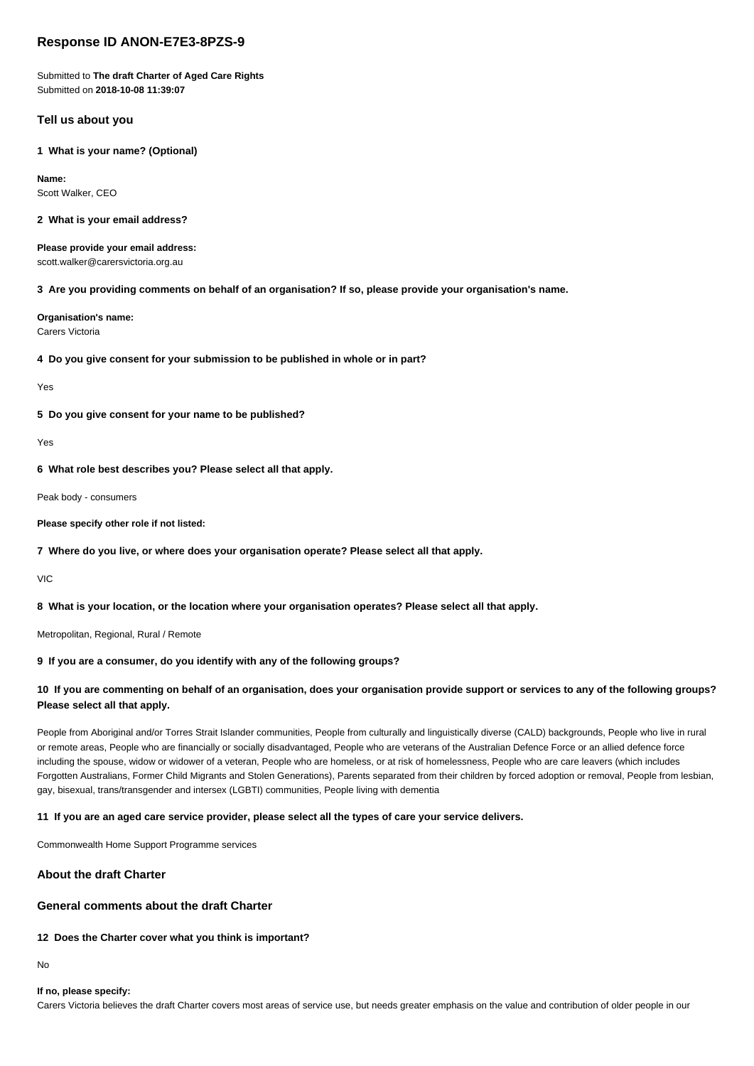# Response ID ANON-E7E3-8PZS-9

Submitted to **The draft Charter of Aged Care Rights**
Submitted on **2018-10-08 11:39:07**

## Tell us about you

### 1 What is your name? (Optional)

**Name:**
Scott Walker, CEO

### 2 What is your email address?

**Please provide your email address:**
scott.walker@carersvictoria.org.au

### 3 Are you providing comments on behalf of an organisation? If so, please provide your organisation's name.

**Organisation's name:**
Carers Victoria

### 4 Do you give consent for your submission to be published in whole or in part?

Yes

### 5 Do you give consent for your name to be published?

Yes

### 6 What role best describes you? Please select all that apply.

Peak body - consumers

**Please specify other role if not listed:**

### 7 Where do you live, or where does your organisation operate? Please select all that apply.

VIC

### 8 What is your location, or the location where your organisation operates? Please select all that apply.

Metropolitan, Regional, Rural / Remote

### 9 If you are a consumer, do you identify with any of the following groups?

### 10 If you are commenting on behalf of an organisation, does your organisation provide support or services to any of the following groups? Please select all that apply.

People from Aboriginal and/or Torres Strait Islander communities, People from culturally and linguistically diverse (CALD) backgrounds, People who live in rural or remote areas, People who are financially or socially disadvantaged, People who are veterans of the Australian Defence Force or an allied defence force including the spouse, widow or widower of a veteran, People who are homeless, or at risk of homelessness, People who are care leavers (which includes Forgotten Australians, Former Child Migrants and Stolen Generations), Parents separated from their children by forced adoption or removal, People from lesbian, gay, bisexual, trans/transgender and intersex (LGBTI) communities, People living with dementia

### 11 If you are an aged care service provider, please select all the types of care your service delivers.

Commonwealth Home Support Programme services

## About the draft Charter

## General comments about the draft Charter

### 12 Does the Charter cover what you think is important?

No

**If no, please specify:**
Carers Victoria believes the draft Charter covers most areas of service use, but needs greater emphasis on the value and contribution of older people in our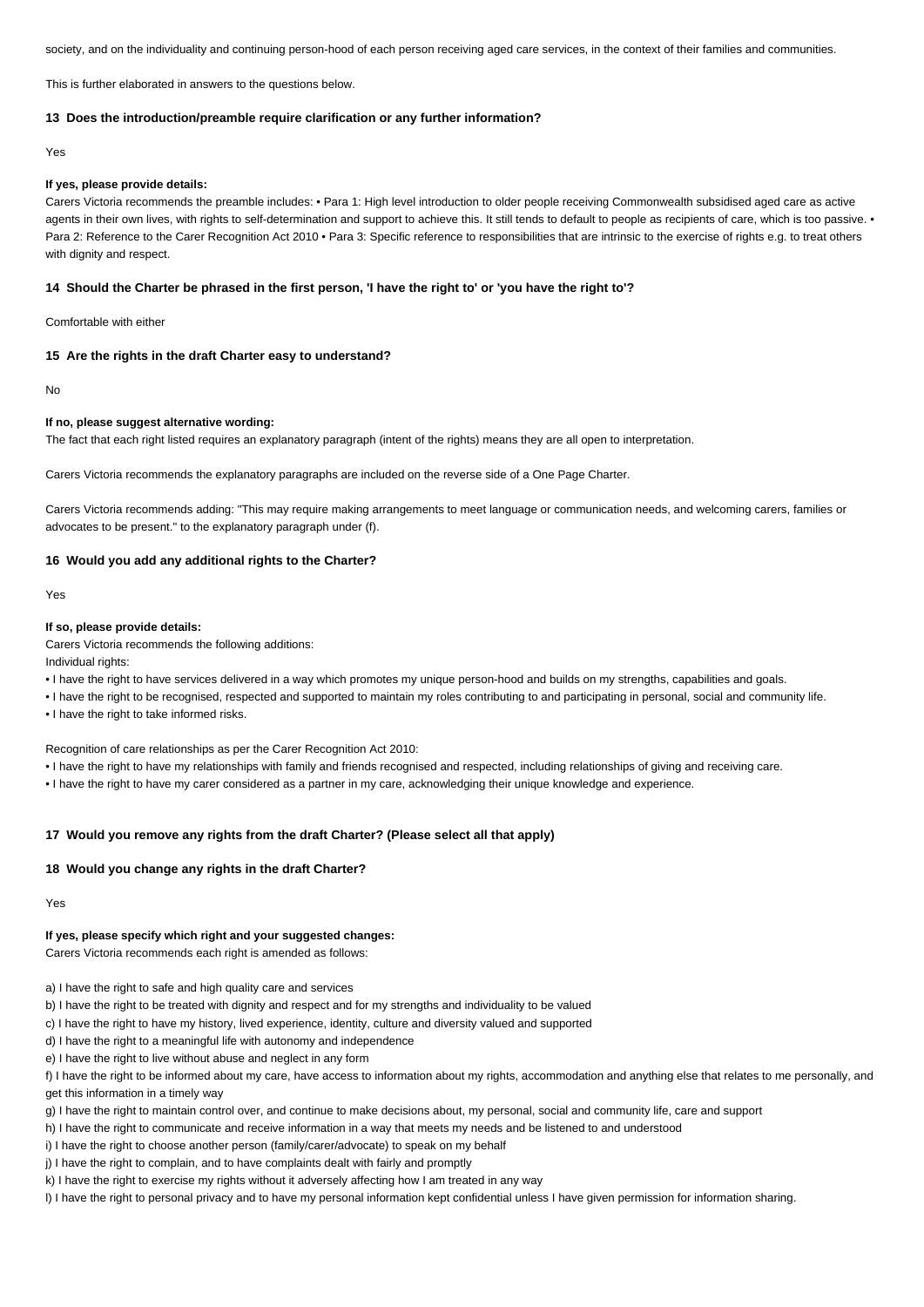society, and on the individuality and continuing person-hood of each person receiving aged care services, in the context of their families and communities.

This is further elaborated in answers to the questions below.

### 13 Does the introduction/preamble require clarification or any further information?

Yes

**If yes, please provide details:**

Carers Victoria recommends the preamble includes: • Para 1: High level introduction to older people receiving Commonwealth subsidised aged care as active agents in their own lives, with rights to self-determination and support to achieve this. It still tends to default to people as recipients of care, which is too passive. • Para 2: Reference to the Carer Recognition Act 2010 • Para 3: Specific reference to responsibilities that are intrinsic to the exercise of rights e.g. to treat others with dignity and respect.

### 14 Should the Charter be phrased in the first person, 'I have the right to' or 'you have the right to'?

Comfortable with either

### 15 Are the rights in the draft Charter easy to understand?

No

**If no, please suggest alternative wording:**

The fact that each right listed requires an explanatory paragraph (intent of the rights) means they are all open to interpretation.

Carers Victoria recommends the explanatory paragraphs are included on the reverse side of a One Page Charter.

Carers Victoria recommends adding: "This may require making arrangements to meet language or communication needs, and welcoming carers, families or advocates to be present." to the explanatory paragraph under (f).

### 16 Would you add any additional rights to the Charter?

Yes

**If so, please provide details:**

Carers Victoria recommends the following additions:

Individual rights:

- I have the right to have services delivered in a way which promotes my unique person-hood and builds on my strengths, capabilities and goals.
- I have the right to be recognised, respected and supported to maintain my roles contributing to and participating in personal, social and community life.
- I have the right to take informed risks.

Recognition of care relationships as per the Carer Recognition Act 2010:

- I have the right to have my relationships with family and friends recognised and respected, including relationships of giving and receiving care.
- I have the right to have my carer considered as a partner in my care, acknowledging their unique knowledge and experience.

### 17 Would you remove any rights from the draft Charter? (Please select all that apply)

### 18 Would you change any rights in the draft Charter?

Yes

**If yes, please specify which right and your suggested changes:**

Carers Victoria recommends each right is amended as follows:

a) I have the right to safe and high quality care and services

b) I have the right to be treated with dignity and respect and for my strengths and individuality to be valued

c) I have the right to have my history, lived experience, identity, culture and diversity valued and supported

d) I have the right to a meaningful life with autonomy and independence

e) I have the right to live without abuse and neglect in any form

f) I have the right to be informed about my care, have access to information about my rights, accommodation and anything else that relates to me personally, and get this information in a timely way

g) I have the right to maintain control over, and continue to make decisions about, my personal, social and community life, care and support

h) I have the right to communicate and receive information in a way that meets my needs and be listened to and understood

i) I have the right to choose another person (family/carer/advocate) to speak on my behalf

j) I have the right to complain, and to have complaints dealt with fairly and promptly

k) I have the right to exercise my rights without it adversely affecting how I am treated in any way

l) I have the right to personal privacy and to have my personal information kept confidential unless I have given permission for information sharing.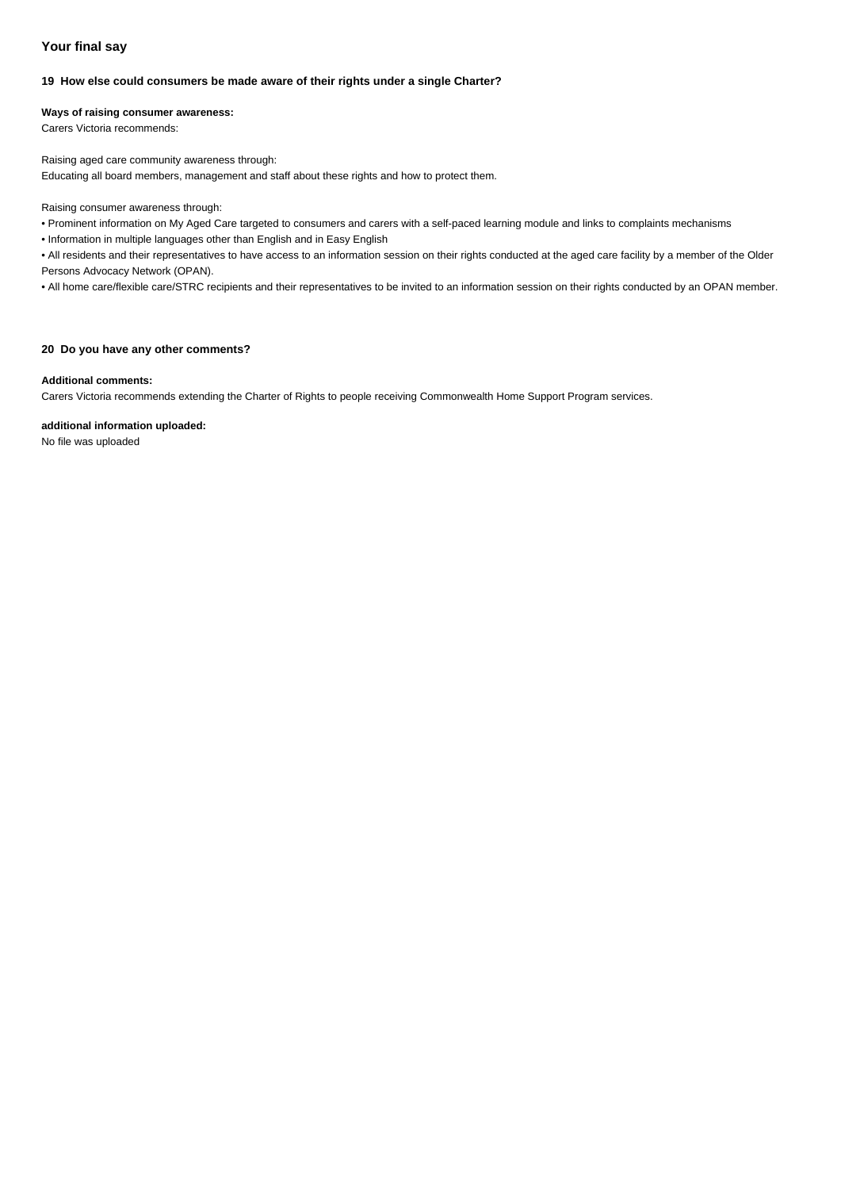## Your final say

### 19 How else could consumers be made aware of their rights under a single Charter?

**Ways of raising consumer awareness:**
Carers Victoria recommends:

Raising aged care community awareness through:
Educating all board members, management and staff about these rights and how to protect them.

Raising consumer awareness through:

- Prominent information on My Aged Care targeted to consumers and carers with a self-paced learning module and links to complaints mechanisms
- Information in multiple languages other than English and in Easy English
- All residents and their representatives to have access to an information session on their rights conducted at the aged care facility by a member of the Older Persons Advocacy Network (OPAN).
- All home care/flexible care/STRC recipients and their representatives to be invited to an information session on their rights conducted by an OPAN member.

### 20 Do you have any other comments?

**Additional comments:**
Carers Victoria recommends extending the Charter of Rights to people receiving Commonwealth Home Support Program services.

**additional information uploaded:**
No file was uploaded